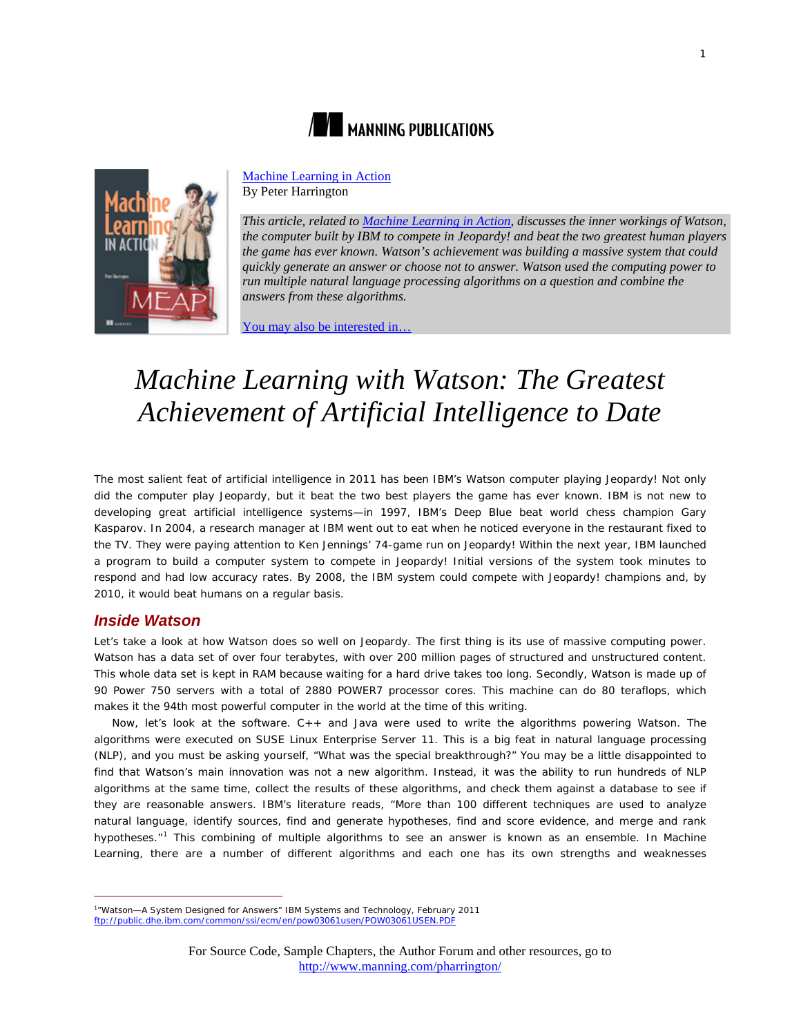MANNING PUBLICATIONS

Machine Learning in Action
By Peter Harrington

*This article, related to Machine Learning in Action, discusses the inner workings of Watson, the computer built by IBM to compete in Jeopardy! and beat the two greatest human players the game has ever known. Watson's achievement was building a massive system that could quickly generate an answer or choose not to answer. Watson used the computing power to run multiple natural language processing algorithms on a question and combine the answers from these algorithms.*

You may also be interested in…

# *Machine Learning with Watson: The Greatest Achievement of Artificial Intelligence to Date*

The most salient feat of artificial intelligence in 2011 has been IBM's Watson computer playing Jeopardy! Not only did the computer play Jeopardy, but it beat the two best players the game has ever known. IBM is not new to developing great artificial intelligence systems—in 1997, IBM's Deep Blue beat world chess champion Gary Kasparov. In 2004, a research manager at IBM went out to eat when he noticed everyone in the restaurant fixed to the TV. They were paying attention to Ken Jennings' 74-game run on Jeopardy! Within the next year, IBM launched a program to build a computer system to compete in Jeopardy! Initial versions of the system took minutes to respond and had low accuracy rates. By 2008, the IBM system could compete with Jeopardy! champions and, by 2010, it would beat humans on a regular basis.

## Inside Watson

Let's take a look at how Watson does so well on Jeopardy. The first thing is its use of massive computing power. Watson has a data set of over four terabytes, with over 200 million pages of structured and unstructured content. This whole data set is kept in RAM because waiting for a hard drive takes too long. Secondly, Watson is made up of 90 Power 750 servers with a total of 2880 POWER7 processor cores. This machine can do 80 teraflops, which makes it the 94th most powerful computer in the world at the time of this writing.

Now, let's look at the software. C++ and Java were used to write the algorithms powering Watson. The algorithms were executed on SUSE Linux Enterprise Server 11. This is a big feat in natural language processing (NLP), and you must be asking yourself, "What was the special breakthrough?" You may be a little disappointed to find that Watson's main innovation was not a new algorithm. Instead, it was the ability to run hundreds of NLP algorithms at the same time, collect the results of these algorithms, and check them against a database to see if they are reasonable answers. IBM's literature reads, "More than 100 different techniques are used to analyze natural language, identify sources, find and generate hypotheses, find and score evidence, and merge and rank hypotheses."[1] This combining of multiple algorithms to see an answer is known as an ensemble. In Machine Learning, there are a number of different algorithms and each one has its own strengths and weaknesses

[1] "Watson—A System Designed for Answers" IBM Systems and Technology, February 2011 ftp://public.dhe.ibm.com/common/ssi/ecm/en/pow03061usen/POW03061USEN.PDF

For Source Code, Sample Chapters, the Author Forum and other resources, go to http://www.manning.com/pharrington/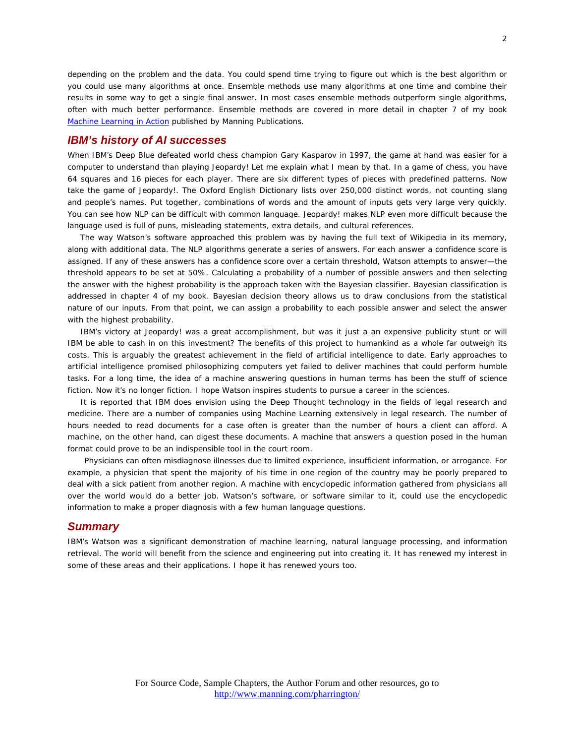depending on the problem and the data. You could spend time trying to figure out which is the best algorithm or you could use many algorithms at once. Ensemble methods use many algorithms at one time and combine their results in some way to get a single final answer. In most cases ensemble methods outperform single algorithms, often with much better performance. Ensemble methods are covered in more detail in chapter 7 of my book [Machine Learning in Action](http://www.manning.com/pharrington/) published by Manning Publications.

## *IBM's history of AI successes*

When IBM's Deep Blue defeated world chess champion Gary Kasparov in 1997, the game at hand was easier for a computer to understand than playing Jeopardy! Let me explain what I mean by that. In a game of chess, you have 64 squares and 16 pieces for each player. There are six different types of pieces with predefined patterns. Now take the game of Jeopardy!. The Oxford English Dictionary lists over 250,000 distinct words, not counting slang and people's names. Put together, combinations of words and the amount of inputs gets very large very quickly. You can see how NLP can be difficult with common language. Jeopardy! makes NLP even more difficult because the language used is full of puns, misleading statements, extra details, and cultural references.

The way Watson's software approached this problem was by having the full text of Wikipedia in its memory, along with additional data. The NLP algorithms generate a series of answers. For each answer a confidence score is assigned. If any of these answers has a confidence score over a certain threshold, Watson attempts to answer—the threshold appears to be set at 50%. Calculating a probability of a number of possible answers and then selecting the answer with the highest probability is the approach taken with the Bayesian classifier. Bayesian classification is addressed in chapter 4 of my book. Bayesian decision theory allows us to draw conclusions from the statistical nature of our inputs. From that point, we can assign a probability to each possible answer and select the answer with the highest probability.

IBM's victory at Jeopardy! was a great accomplishment, but was it just a an expensive publicity stunt or will IBM be able to cash in on this investment? The benefits of this project to humankind as a whole far outweigh its costs. This is arguably the greatest achievement in the field of artificial intelligence to date. Early approaches to artificial intelligence promised philosophizing computers yet failed to deliver machines that could perform humble tasks. For a long time, the idea of a machine answering questions in human terms has been the stuff of science fiction. Now it's no longer fiction. I hope Watson inspires students to pursue a career in the sciences.

It is reported that IBM does envision using the Deep Thought technology in the fields of legal research and medicine. There are a number of companies using Machine Learning extensively in legal research. The number of hours needed to read documents for a case often is greater than the number of hours a client can afford. A machine, on the other hand, can digest these documents. A machine that answers a question posed in the human format could prove to be an indispensible tool in the court room.

Physicians can often misdiagnose illnesses due to limited experience, insufficient information, or arrogance. For example, a physician that spent the majority of his time in one region of the country may be poorly prepared to deal with a sick patient from another region. A machine with encyclopedic information gathered from physicians all over the world would do a better job. Watson's software, or software similar to it, could use the encyclopedic information to make a proper diagnosis with a few human language questions.

## *Summary*

IBM's Watson was a significant demonstration of machine learning, natural language processing, and information retrieval. The world will benefit from the science and engineering put into creating it. It has renewed my interest in some of these areas and their applications. I hope it has renewed yours too.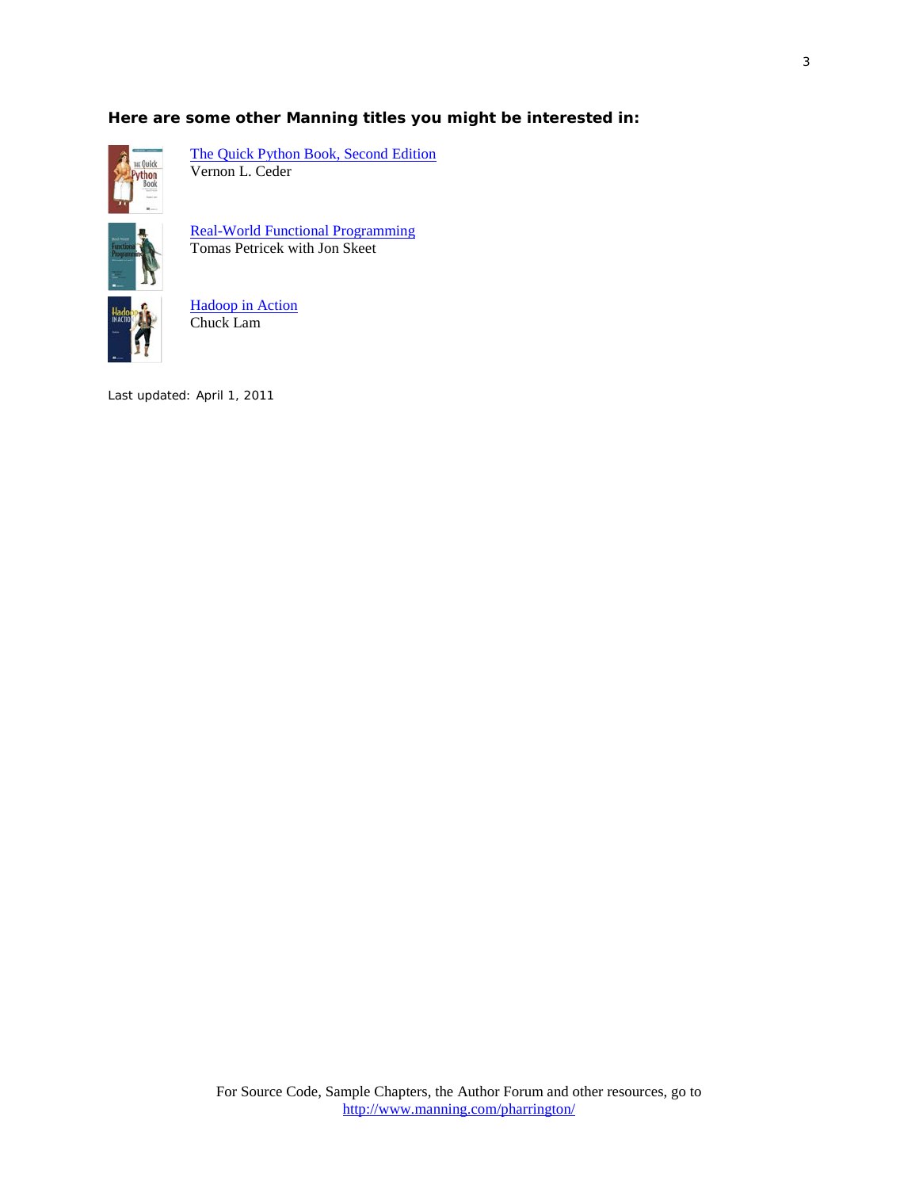**Here are some other Manning titles you might be interested in:**

[The Quick Python Book, Second Edition](http://www.manning.com/)
Vernon L. Ceder

[Real-World Functional Programming](http://www.manning.com/)
Tomas Petricek with Jon Skeet

[Hadoop in Action](http://www.manning.com/)
Chuck Lam

Last updated: April 1, 2011

For Source Code, Sample Chapters, the Author Forum and other resources, go to
http://www.manning.com/pharrington/